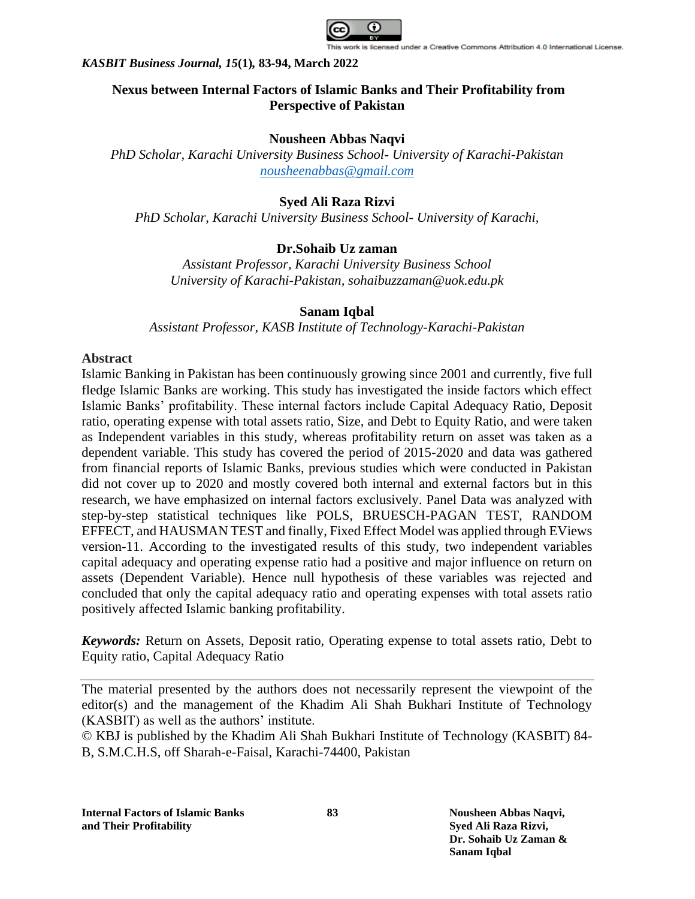This work is licensed under a Creative Commons Attribution 4.0 International License.

*KASBIT Business Journal, 15*(1), 83-94, March 2022

# Nexus between Internal Factors of Islamic Banks and Their Profitability from Perspective of Pakistan

**Nousheen Abbas Naqvi**
*PhD Scholar, Karachi University Business School- University of Karachi-Pakistan*
*nousheenabbas@gmail.com*

**Syed Ali Raza Rizvi**
*PhD Scholar, Karachi University Business School- University of Karachi,*

**Dr.Sohaib Uz zaman**
*Assistant Professor, Karachi University Business School*
*University of Karachi-Pakistan, sohaibuzzaman@uok.edu.pk*

**Sanam Iqbal**
*Assistant Professor, KASB Institute of Technology-Karachi-Pakistan*

## Abstract

Islamic Banking in Pakistan has been continuously growing since 2001 and currently, five full fledge Islamic Banks are working. This study has investigated the inside factors which effect Islamic Banks' profitability. These internal factors include Capital Adequacy Ratio, Deposit ratio, operating expense with total assets ratio, Size, and Debt to Equity Ratio, and were taken as Independent variables in this study, whereas profitability return on asset was taken as a dependent variable. This study has covered the period of 2015-2020 and data was gathered from financial reports of Islamic Banks, previous studies which were conducted in Pakistan did not cover up to 2020 and mostly covered both internal and external factors but in this research, we have emphasized on internal factors exclusively. Panel Data was analyzed with step-by-step statistical techniques like POLS, BRUESCH-PAGAN TEST, RANDOM EFFECT, and HAUSMAN TEST and finally, Fixed Effect Model was applied through EViews version-11. According to the investigated results of this study, two independent variables capital adequacy and operating expense ratio had a positive and major influence on return on assets (Dependent Variable). Hence null hypothesis of these variables was rejected and concluded that only the capital adequacy ratio and operating expenses with total assets ratio positively affected Islamic banking profitability.

***Keywords:*** Return on Assets, Deposit ratio, Operating expense to total assets ratio, Debt to Equity ratio, Capital Adequacy Ratio

---

The material presented by the authors does not necessarily represent the viewpoint of the editor(s) and the management of the Khadim Ali Shah Bukhari Institute of Technology (KASBIT) as well as the authors' institute.

© KBJ is published by the Khadim Ali Shah Bukhari Institute of Technology (KASBIT) 84-B, S.M.C.H.S, off Sharah-e-Faisal, Karachi-74400, Pakistan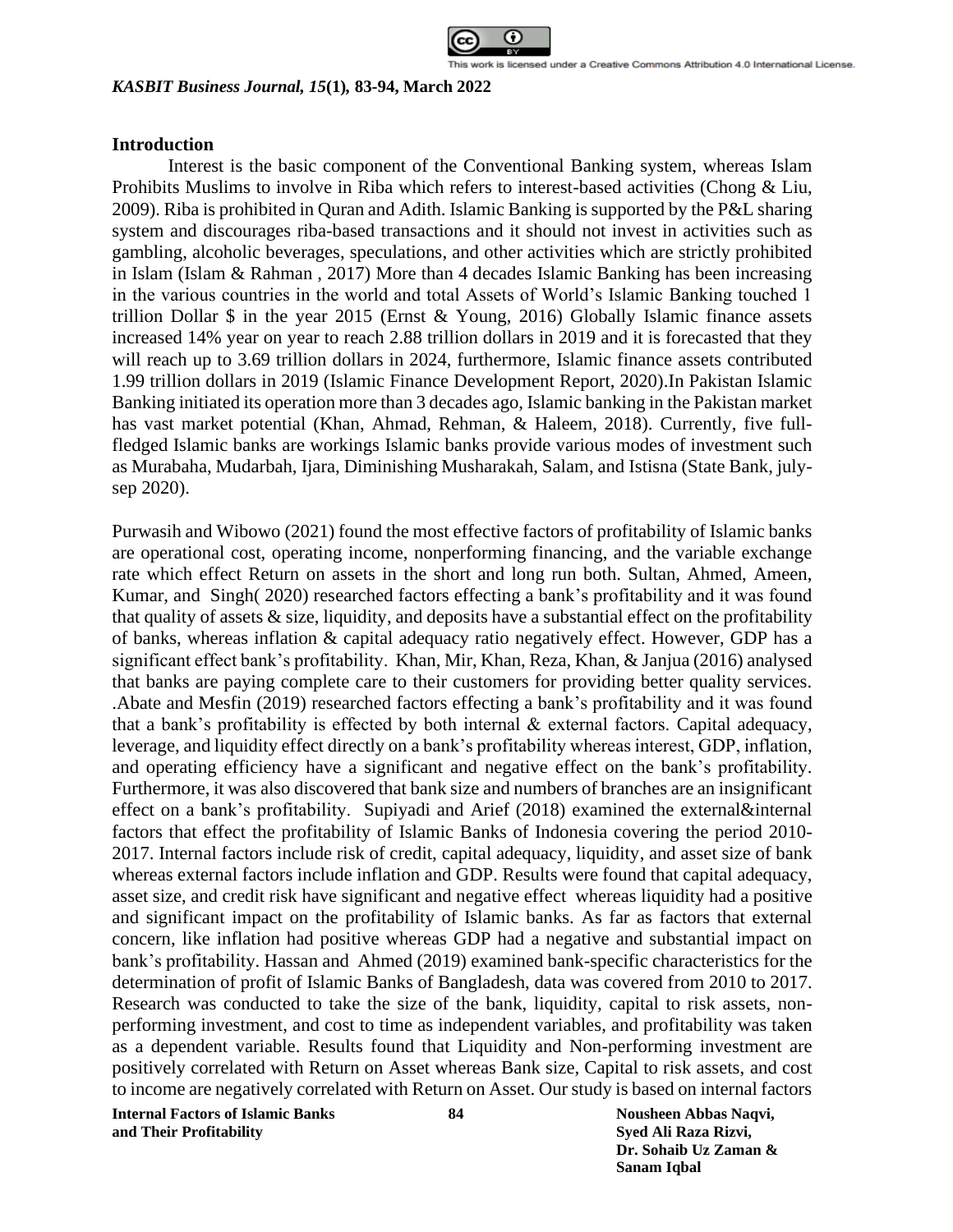## Introduction

Interest is the basic component of the Conventional Banking system, whereas Islam Prohibits Muslims to involve in Riba which refers to interest-based activities (Chong & Liu, 2009). Riba is prohibited in Quran and Adith. Islamic Banking is supported by the P&L sharing system and discourages riba-based transactions and it should not invest in activities such as gambling, alcoholic beverages, speculations, and other activities which are strictly prohibited in Islam (Islam & Rahman , 2017) More than 4 decades Islamic Banking has been increasing in the various countries in the world and total Assets of World's Islamic Banking touched 1 trillion Dollar $ in the year 2015 (Ernst & Young, 2016) Globally Islamic finance assets increased 14% year on year to reach 2.88 trillion dollars in 2019 and it is forecasted that they will reach up to 3.69 trillion dollars in 2024, furthermore, Islamic finance assets contributed 1.99 trillion dollars in 2019 (Islamic Finance Development Report, 2020).In Pakistan Islamic Banking initiated its operation more than 3 decades ago, Islamic banking in the Pakistan market has vast market potential (Khan, Ahmad, Rehman, & Haleem, 2018). Currently, five full-fledged Islamic banks are workings Islamic banks provide various modes of investment such as Murabaha, Mudarbah, Ijara, Diminishing Musharakah, Salam, and Istisna (State Bank, july-sep 2020).

Purwasih and Wibowo (2021) found the most effective factors of profitability of Islamic banks are operational cost, operating income, nonperforming financing, and the variable exchange rate which effect Return on assets in the short and long run both. Sultan, Ahmed, Ameen, Kumar, and Singh( 2020) researched factors effecting a bank's profitability and it was found that quality of assets & size, liquidity, and deposits have a substantial effect on the profitability of banks, whereas inflation & capital adequacy ratio negatively effect. However, GDP has a significant effect bank's profitability. Khan, Mir, Khan, Reza, Khan, & Janjua (2016) analysed that banks are paying complete care to their customers for providing better quality services. .Abate and Mesfin (2019) researched factors effecting a bank's profitability and it was found that a bank's profitability is effected by both internal & external factors. Capital adequacy, leverage, and liquidity effect directly on a bank's profitability whereas interest, GDP, inflation, and operating efficiency have a significant and negative effect on the bank's profitability. Furthermore, it was also discovered that bank size and numbers of branches are an insignificant effect on a bank's profitability. Supiyadi and Arief (2018) examined the external&internal factors that effect the profitability of Islamic Banks of Indonesia covering the period 2010-2017. Internal factors include risk of credit, capital adequacy, liquidity, and asset size of bank whereas external factors include inflation and GDP. Results were found that capital adequacy, asset size, and credit risk have significant and negative effect whereas liquidity had a positive and significant impact on the profitability of Islamic banks. As far as factors that external concern, like inflation had positive whereas GDP had a negative and substantial impact on bank's profitability. Hassan and Ahmed (2019) examined bank-specific characteristics for the determination of profit of Islamic Banks of Bangladesh, data was covered from 2010 to 2017. Research was conducted to take the size of the bank, liquidity, capital to risk assets, non-performing investment, and cost to time as independent variables, and profitability was taken as a dependent variable. Results found that Liquidity and Non-performing investment are positively correlated with Return on Asset whereas Bank size, Capital to risk assets, and cost to income are negatively correlated with Return on Asset. Our study is based on internal factors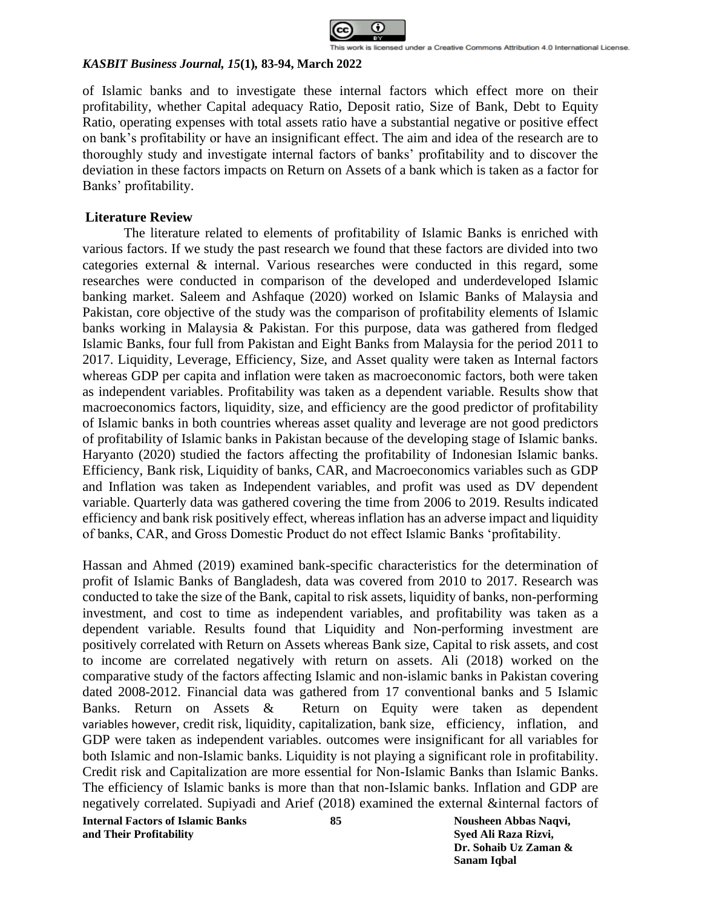of Islamic banks and to investigate these internal factors which effect more on their profitability, whether Capital adequacy Ratio, Deposit ratio, Size of Bank, Debt to Equity Ratio, operating expenses with total assets ratio have a substantial negative or positive effect on bank's profitability or have an insignificant effect. The aim and idea of the research are to thoroughly study and investigate internal factors of banks' profitability and to discover the deviation in these factors impacts on Return on Assets of a bank which is taken as a factor for Banks' profitability.

## Literature Review

The literature related to elements of profitability of Islamic Banks is enriched with various factors. If we study the past research we found that these factors are divided into two categories external & internal. Various researches were conducted in this regard, some researches were conducted in comparison of the developed and underdeveloped Islamic banking market. Saleem and Ashfaque (2020) worked on Islamic Banks of Malaysia and Pakistan, core objective of the study was the comparison of profitability elements of Islamic banks working in Malaysia & Pakistan. For this purpose, data was gathered from fledged Islamic Banks, four full from Pakistan and Eight Banks from Malaysia for the period 2011 to 2017. Liquidity, Leverage, Efficiency, Size, and Asset quality were taken as Internal factors whereas GDP per capita and inflation were taken as macroeconomic factors, both were taken as independent variables. Profitability was taken as a dependent variable. Results show that macroeconomics factors, liquidity, size, and efficiency are the good predictor of profitability of Islamic banks in both countries whereas asset quality and leverage are not good predictors of profitability of Islamic banks in Pakistan because of the developing stage of Islamic banks. Haryanto (2020) studied the factors affecting the profitability of Indonesian Islamic banks. Efficiency, Bank risk, Liquidity of banks, CAR, and Macroeconomics variables such as GDP and Inflation was taken as Independent variables, and profit was used as DV dependent variable. Quarterly data was gathered covering the time from 2006 to 2019. Results indicated efficiency and bank risk positively effect, whereas inflation has an adverse impact and liquidity of banks, CAR, and Gross Domestic Product do not effect Islamic Banks 'profitability.

Hassan and Ahmed (2019) examined bank-specific characteristics for the determination of profit of Islamic Banks of Bangladesh, data was covered from 2010 to 2017. Research was conducted to take the size of the Bank, capital to risk assets, liquidity of banks, non-performing investment, and cost to time as independent variables, and profitability was taken as a dependent variable. Results found that Liquidity and Non-performing investment are positively correlated with Return on Assets whereas Bank size, Capital to risk assets, and cost to income are correlated negatively with return on assets. Ali (2018) worked on the comparative study of the factors affecting Islamic and non-islamic banks in Pakistan covering dated 2008-2012. Financial data was gathered from 17 conventional banks and 5 Islamic Banks. Return on Assets & Return on Equity were taken as dependent variables however, credit risk, liquidity, capitalization, bank size, efficiency, inflation, and GDP were taken as independent variables. outcomes were insignificant for all variables for both Islamic and non-Islamic banks. Liquidity is not playing a significant role in profitability. Credit risk and Capitalization are more essential for Non-Islamic Banks than Islamic Banks. The efficiency of Islamic banks is more than that non-Islamic banks. Inflation and GDP are negatively correlated. Supiyadi and Arief (2018) examined the external &internal factors of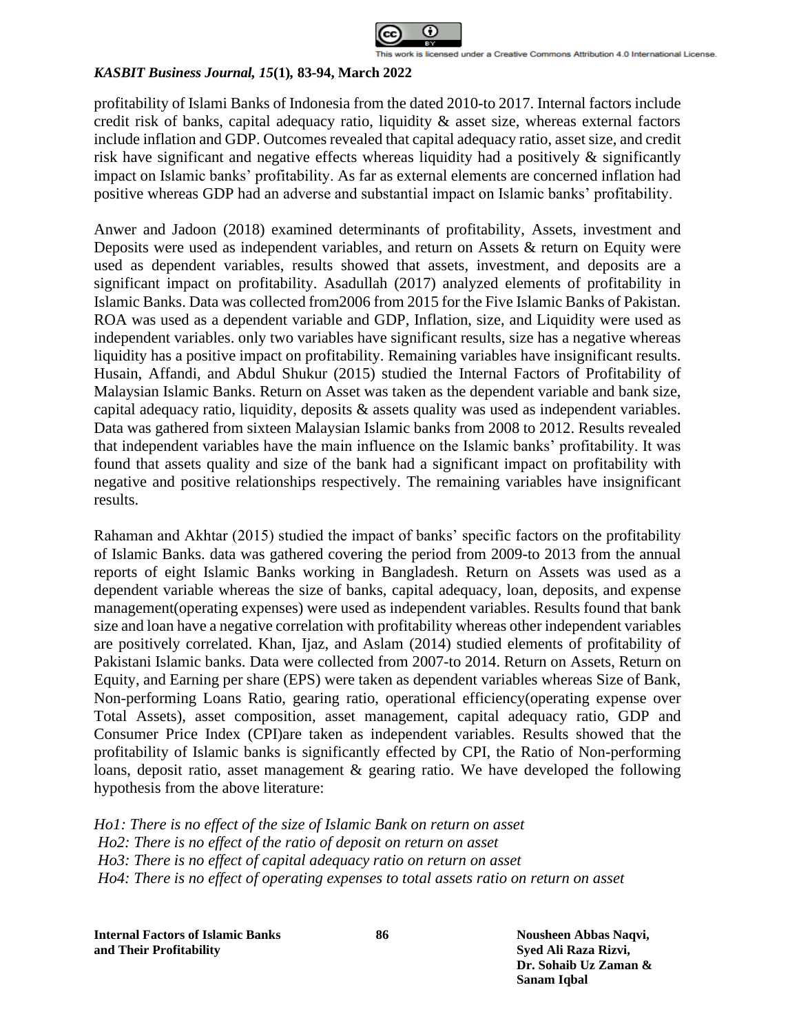profitability of Islami Banks of Indonesia from the dated 2010-to 2017. Internal factors include credit risk of banks, capital adequacy ratio, liquidity & asset size, whereas external factors include inflation and GDP. Outcomes revealed that capital adequacy ratio, asset size, and credit risk have significant and negative effects whereas liquidity had a positively & significantly impact on Islamic banks' profitability. As far as external elements are concerned inflation had positive whereas GDP had an adverse and substantial impact on Islamic banks' profitability.

Anwer and Jadoon (2018) examined determinants of profitability, Assets, investment and Deposits were used as independent variables, and return on Assets & return on Equity were used as dependent variables, results showed that assets, investment, and deposits are a significant impact on profitability. Asadullah (2017) analyzed elements of profitability in Islamic Banks. Data was collected from2006 from 2015 for the Five Islamic Banks of Pakistan. ROA was used as a dependent variable and GDP, Inflation, size, and Liquidity were used as independent variables. only two variables have significant results, size has a negative whereas liquidity has a positive impact on profitability. Remaining variables have insignificant results. Husain, Affandi, and Abdul Shukur (2015) studied the Internal Factors of Profitability of Malaysian Islamic Banks. Return on Asset was taken as the dependent variable and bank size, capital adequacy ratio, liquidity, deposits & assets quality was used as independent variables. Data was gathered from sixteen Malaysian Islamic banks from 2008 to 2012. Results revealed that independent variables have the main influence on the Islamic banks' profitability. It was found that assets quality and size of the bank had a significant impact on profitability with negative and positive relationships respectively. The remaining variables have insignificant results.

Rahaman and Akhtar (2015) studied the impact of banks' specific factors on the profitability of Islamic Banks. data was gathered covering the period from 2009-to 2013 from the annual reports of eight Islamic Banks working in Bangladesh. Return on Assets was used as a dependent variable whereas the size of banks, capital adequacy, loan, deposits, and expense management(operating expenses) were used as independent variables. Results found that bank size and loan have a negative correlation with profitability whereas other independent variables are positively correlated. Khan, Ijaz, and Aslam (2014) studied elements of profitability of Pakistani Islamic banks. Data were collected from 2007-to 2014. Return on Assets, Return on Equity, and Earning per share (EPS) were taken as dependent variables whereas Size of Bank, Non-performing Loans Ratio, gearing ratio, operational efficiency(operating expense over Total Assets), asset composition, asset management, capital adequacy ratio, GDP and Consumer Price Index (CPI)are taken as independent variables. Results showed that the profitability of Islamic banks is significantly effected by CPI, the Ratio of Non-performing loans, deposit ratio, asset management & gearing ratio. We have developed the following hypothesis from the above literature:

*Ho1: There is no effect of the size of Islamic Bank on return on asset*
*Ho2: There is no effect of the ratio of deposit on return on asset*
*Ho3: There is no effect of capital adequacy ratio on return on asset*
*Ho4: There is no effect of operating expenses to total assets ratio on return on asset*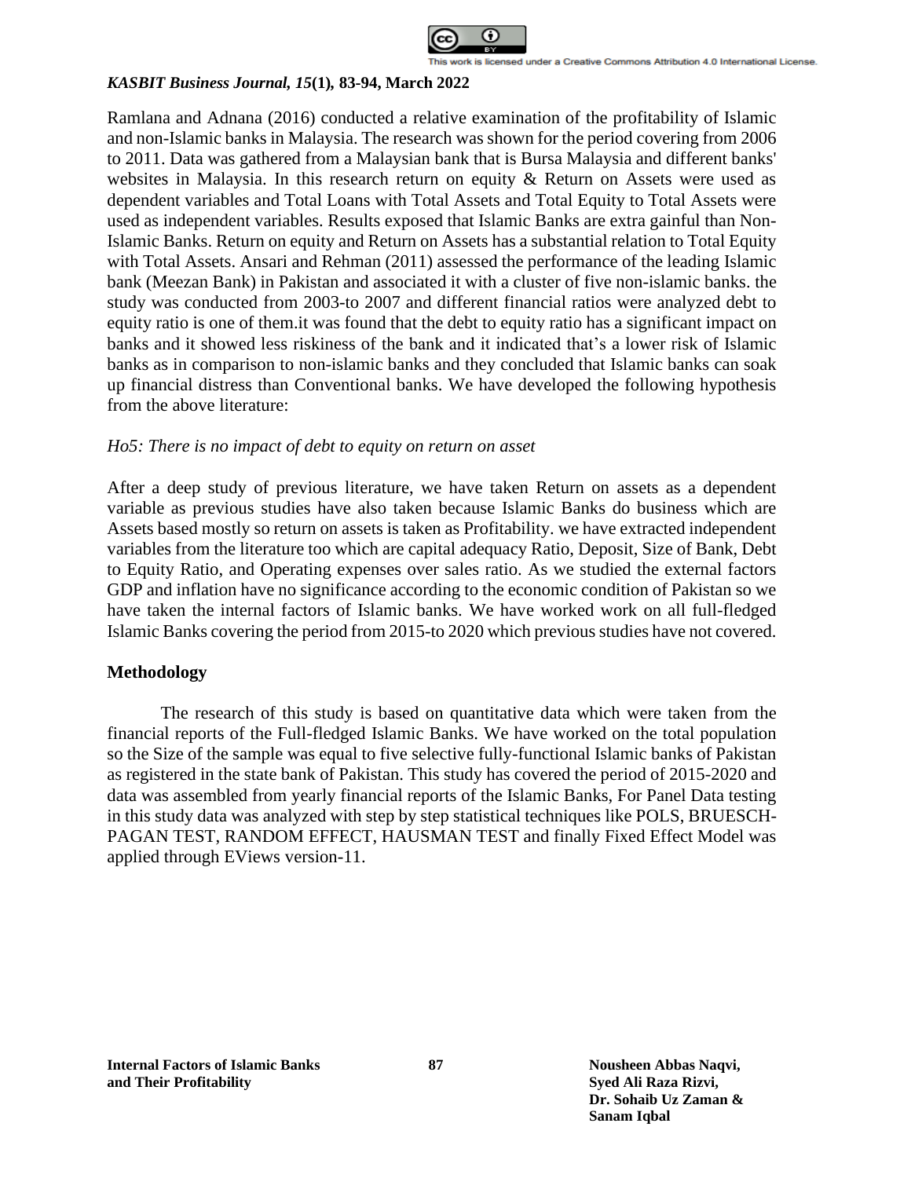Ramlana and Adnana (2016) conducted a relative examination of the profitability of Islamic and non-Islamic banks in Malaysia. The research was shown for the period covering from 2006 to 2011. Data was gathered from a Malaysian bank that is Bursa Malaysia and different banks' websites in Malaysia. In this research return on equity & Return on Assets were used as dependent variables and Total Loans with Total Assets and Total Equity to Total Assets were used as independent variables. Results exposed that Islamic Banks are extra gainful than Non-Islamic Banks. Return on equity and Return on Assets has a substantial relation to Total Equity with Total Assets. Ansari and Rehman (2011) assessed the performance of the leading Islamic bank (Meezan Bank) in Pakistan and associated it with a cluster of five non-islamic banks. the study was conducted from 2003-to 2007 and different financial ratios were analyzed debt to equity ratio is one of them.it was found that the debt to equity ratio has a significant impact on banks and it showed less riskiness of the bank and it indicated that's a lower risk of Islamic banks as in comparison to non-islamic banks and they concluded that Islamic banks can soak up financial distress than Conventional banks. We have developed the following hypothesis from the above literature:

*Ho5: There is no impact of debt to equity on return on asset*

After a deep study of previous literature, we have taken Return on assets as a dependent variable as previous studies have also taken because Islamic Banks do business which are Assets based mostly so return on assets is taken as Profitability. we have extracted independent variables from the literature too which are capital adequacy Ratio, Deposit, Size of Bank, Debt to Equity Ratio, and Operating expenses over sales ratio. As we studied the external factors GDP and inflation have no significance according to the economic condition of Pakistan so we have taken the internal factors of Islamic banks. We have worked work on all full-fledged Islamic Banks covering the period from 2015-to 2020 which previous studies have not covered.

## Methodology

The research of this study is based on quantitative data which were taken from the financial reports of the Full-fledged Islamic Banks. We have worked on the total population so the Size of the sample was equal to five selective fully-functional Islamic banks of Pakistan as registered in the state bank of Pakistan. This study has covered the period of 2015-2020 and data was assembled from yearly financial reports of the Islamic Banks, For Panel Data testing in this study data was analyzed with step by step statistical techniques like POLS, BRUESCH-PAGAN TEST, RANDOM EFFECT, HAUSMAN TEST and finally Fixed Effect Model was applied through EViews version-11.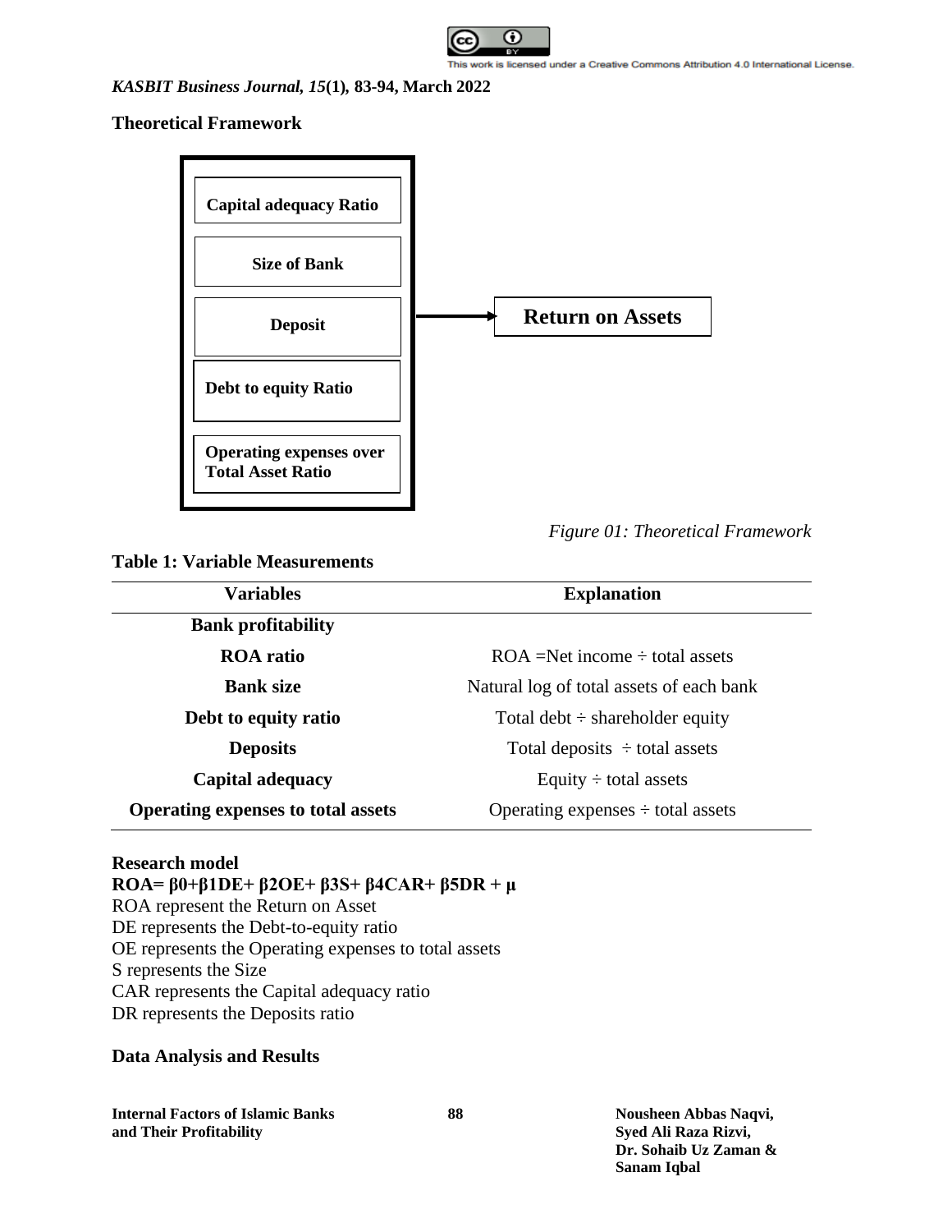**Theoretical Framework**

Capital adequacy Ratio

Size of Bank

Deposit

Debt to equity Ratio

Operating expenses over Total Asset Ratio

→ **Return on Assets**

*Figure 01: Theoretical Framework*

**Table 1: Variable Measurements**

| Variables | Explanation |
|---|---|
| **Bank profitability** | |
| **ROA ratio** | ROA =Net income ÷ total assets |
| **Bank size** | Natural log of total assets of each bank |
| **Debt to equity ratio** | Total debt ÷ shareholder equity |
| **Deposits** | Total deposits ÷ total assets |
| **Capital adequacy** | Equity ÷ total assets |
| **Operating expenses to total assets** | Operating expenses ÷ total assets |

**Research model**

$$ROA= \beta 0+\beta 1DE+ \beta 2OE+ \beta 3S+ \beta 4CAR+ \beta 5DR + \mu$$

ROA represent the Return on Asset
DE represents the Debt-to-equity ratio
OE represents the Operating expenses to total assets
S represents the Size
CAR represents the Capital adequacy ratio
DR represents the Deposits ratio

**Data Analysis and Results**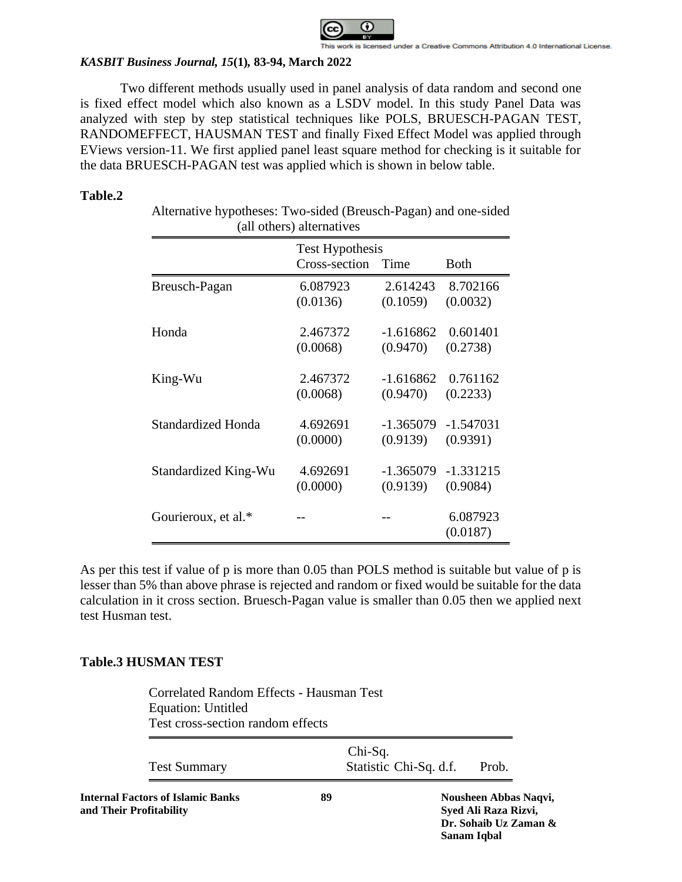Two different methods usually used in panel analysis of data random and second one is fixed effect model which also known as a LSDV model. In this study Panel Data was analyzed with step by step statistical techniques like POLS, BRUESCH-PAGAN TEST, RANDOMEFFECT, HAUSMAN TEST and finally Fixed Effect Model was applied through EViews version-11. We first applied panel least square method for checking is it suitable for the data BRUESCH-PAGAN test was applied which is shown in below table.

**Table.2**

Alternative hypotheses: Two-sided (Breusch-Pagan) and one-sided (all others) alternatives

| | Test Hypothesis | | |
|---|---|---|---|
| | Cross-section | Time | Both |
| Breusch-Pagan | 6.087923 (0.0136) | 2.614243 (0.1059) | 8.702166 (0.0032) |
| Honda | 2.467372 (0.0068) | -1.616862 (0.9470) | 0.601401 (0.2738) |
| King-Wu | 2.467372 (0.0068) | -1.616862 (0.9470) | 0.761162 (0.2233) |
| Standardized Honda | 4.692691 (0.0000) | -1.365079 (0.9139) | -1.547031 (0.9391) |
| Standardized King-Wu | 4.692691 (0.0000) | -1.365079 (0.9139) | -1.331215 (0.9084) |
| Gourieroux, et al.* | -- | -- | 6.087923 (0.0187) |

As per this test if value of p is more than 0.05 than POLS method is suitable but value of p is lesser than 5% than above phrase is rejected and random or fixed would be suitable for the data calculation in it cross section. Bruesch-Pagan value is smaller than 0.05 then we applied next test Husman test.

**Table.3 HUSMAN TEST**

Correlated Random Effects - Hausman Test
Equation: Untitled
Test cross-section random effects

| Test Summary | Chi-Sq. Statistic | Chi-Sq. d.f. | Prob. |
|---|---|---|---|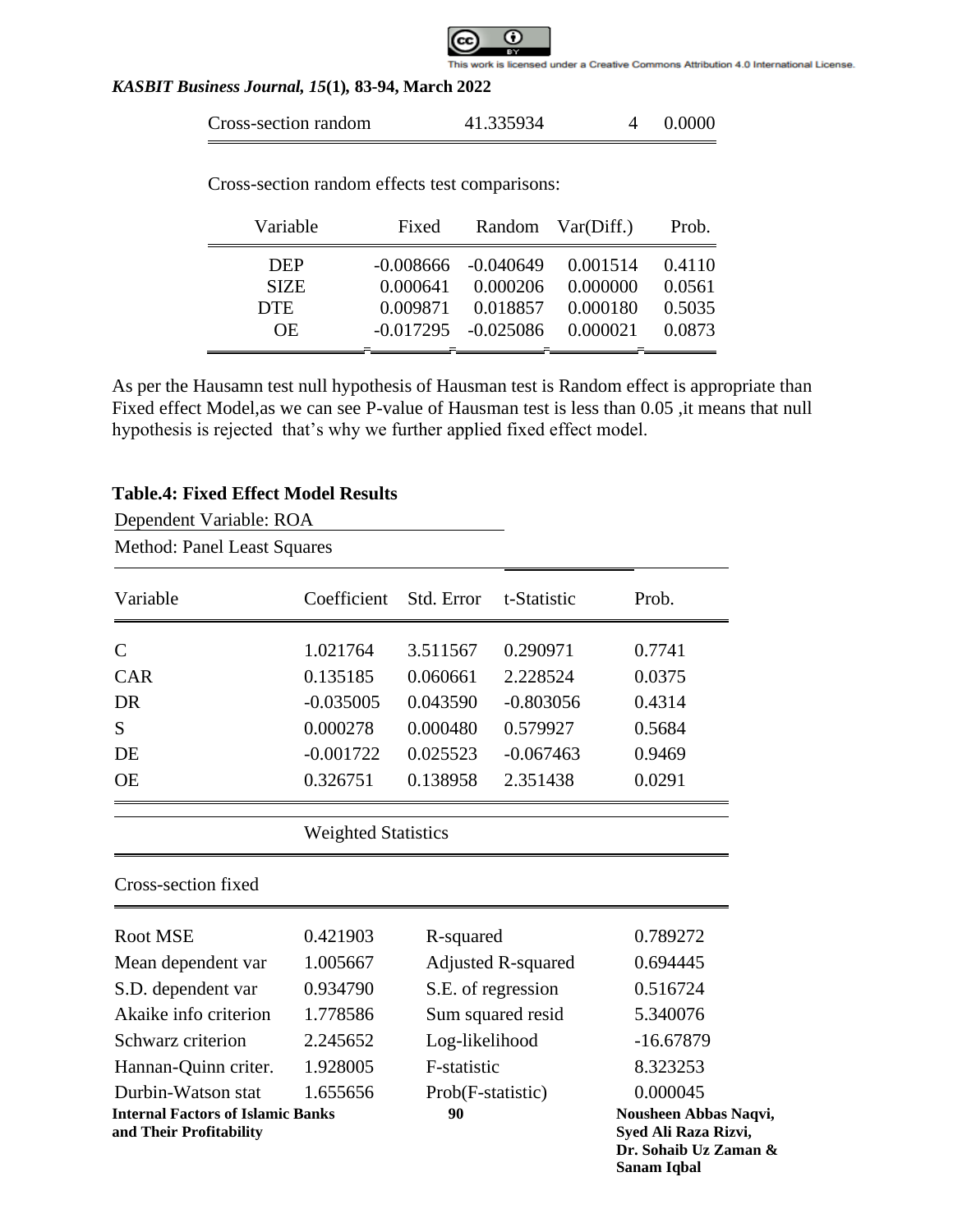| Cross-section random | 41.335934 | 4 | 0.0000 |
|---|---|---|---|

Cross-section random effects test comparisons:

| Variable | Fixed | Random | Var(Diff.) | Prob. |
|---|---|---|---|---|
| DEP | -0.008666 | -0.040649 | 0.001514 | 0.4110 |
| SIZE | 0.000641 | 0.000206 | 0.000000 | 0.0561 |
| DTE | 0.009871 | 0.018857 | 0.000180 | 0.5035 |
| OE | -0.017295 | -0.025086 | 0.000021 | 0.0873 |

As per the Hausamn test null hypothesis of Hausman test is Random effect is appropriate than Fixed effect Model,as we can see P-value of Hausman test is less than 0.05 ,it means that null hypothesis is rejected that's why we further applied fixed effect model.

**Table.4: Fixed Effect Model Results**

Dependent Variable: ROA

Method: Panel Least Squares

| Variable | Coefficient | Std. Error | t-Statistic | Prob. |
|---|---|---|---|---|
| C | 1.021764 | 3.511567 | 0.290971 | 0.7741 |
| CAR | 0.135185 | 0.060661 | 2.228524 | 0.0375 |
| DR | -0.035005 | 0.043590 | -0.803056 | 0.4314 |
| S | 0.000278 | 0.000480 | 0.579927 | 0.5684 |
| DE | -0.001722 | 0.025523 | -0.067463 | 0.9469 |
| OE | 0.326751 | 0.138958 | 2.351438 | 0.0291 |

Weighted Statistics

Cross-section fixed

| | | | |
|---|---|---|---|
| Root MSE | 0.421903 | R-squared | 0.789272 |
| Mean dependent var | 1.005667 | Adjusted R-squared | 0.694445 |
| S.D. dependent var | 0.934790 | S.E. of regression | 0.516724 |
| Akaike info criterion | 1.778586 | Sum squared resid | 5.340076 |
| Schwarz criterion | 2.245652 | Log-likelihood | -16.67879 |
| Hannan-Quinn criter. | 1.928005 | F-statistic | 8.323253 |
| Durbin-Watson stat | 1.655656 | Prob(F-statistic) | 0.000045 |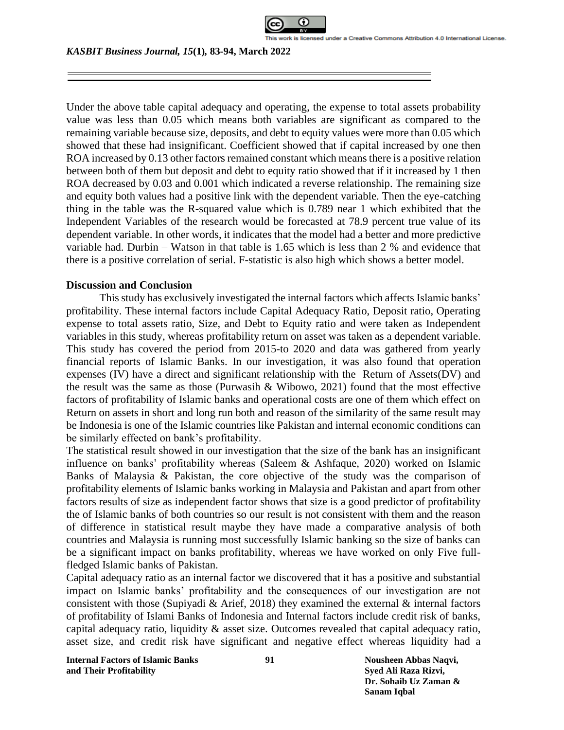Under the above table capital adequacy and operating, the expense to total assets probability value was less than 0.05 which means both variables are significant as compared to the remaining variable because size, deposits, and debt to equity values were more than 0.05 which showed that these had insignificant. Coefficient showed that if capital increased by one then ROA increased by 0.13 other factors remained constant which means there is a positive relation between both of them but deposit and debt to equity ratio showed that if it increased by 1 then ROA decreased by 0.03 and 0.001 which indicated a reverse relationship. The remaining size and equity both values had a positive link with the dependent variable. Then the eye-catching thing in the table was the R-squared value which is 0.789 near 1 which exhibited that the Independent Variables of the research would be forecasted at 78.9 percent true value of its dependent variable. In other words, it indicates that the model had a better and more predictive variable had. Durbin – Watson in that table is 1.65 which is less than 2 % and evidence that there is a positive correlation of serial. F-statistic is also high which shows a better model.

**Discussion and Conclusion**

This study has exclusively investigated the internal factors which affects Islamic banks' profitability. These internal factors include Capital Adequacy Ratio, Deposit ratio, Operating expense to total assets ratio, Size, and Debt to Equity ratio and were taken as Independent variables in this study, whereas profitability return on asset was taken as a dependent variable. This study has covered the period from 2015-to 2020 and data was gathered from yearly financial reports of Islamic Banks. In our investigation, it was also found that operation expenses (IV) have a direct and significant relationship with the Return of Assets(DV) and the result was the same as those (Purwasih & Wibowo, 2021) found that the most effective factors of profitability of Islamic banks and operational costs are one of them which effect on Return on assets in short and long run both and reason of the similarity of the same result may be Indonesia is one of the Islamic countries like Pakistan and internal economic conditions can be similarly effected on bank's profitability.

The statistical result showed in our investigation that the size of the bank has an insignificant influence on banks' profitability whereas (Saleem & Ashfaque, 2020) worked on Islamic Banks of Malaysia & Pakistan, the core objective of the study was the comparison of profitability elements of Islamic banks working in Malaysia and Pakistan and apart from other factors results of size as independent factor shows that size is a good predictor of profitability the of Islamic banks of both countries so our result is not consistent with them and the reason of difference in statistical result maybe they have made a comparative analysis of both countries and Malaysia is running most successfully Islamic banking so the size of banks can be a significant impact on banks profitability, whereas we have worked on only Five full-fledged Islamic banks of Pakistan.

Capital adequacy ratio as an internal factor we discovered that it has a positive and substantial impact on Islamic banks' profitability and the consequences of our investigation are not consistent with those (Supiyadi & Arief, 2018) they examined the external & internal factors of profitability of Islami Banks of Indonesia and Internal factors include credit risk of banks, capital adequacy ratio, liquidity & asset size. Outcomes revealed that capital adequacy ratio, asset size, and credit risk have significant and negative effect whereas liquidity had a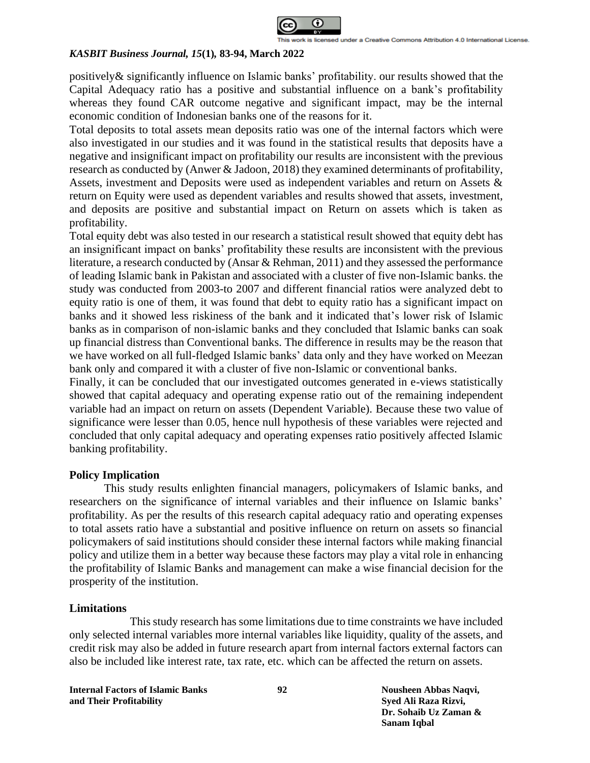positively& significantly influence on Islamic banks' profitability. our results showed that the Capital Adequacy ratio has a positive and substantial influence on a bank's profitability whereas they found CAR outcome negative and significant impact, may be the internal economic condition of Indonesian banks one of the reasons for it.

Total deposits to total assets mean deposits ratio was one of the internal factors which were also investigated in our studies and it was found in the statistical results that deposits have a negative and insignificant impact on profitability our results are inconsistent with the previous research as conducted by (Anwer & Jadoon, 2018) they examined determinants of profitability, Assets, investment and Deposits were used as independent variables and return on Assets & return on Equity were used as dependent variables and results showed that assets, investment, and deposits are positive and substantial impact on Return on assets which is taken as profitability.

Total equity debt was also tested in our research a statistical result showed that equity debt has an insignificant impact on banks' profitability these results are inconsistent with the previous literature, a research conducted by (Ansar & Rehman, 2011) and they assessed the performance of leading Islamic bank in Pakistan and associated with a cluster of five non-Islamic banks. the study was conducted from 2003-to 2007 and different financial ratios were analyzed debt to equity ratio is one of them, it was found that debt to equity ratio has a significant impact on banks and it showed less riskiness of the bank and it indicated that's lower risk of Islamic banks as in comparison of non-islamic banks and they concluded that Islamic banks can soak up financial distress than Conventional banks. The difference in results may be the reason that we have worked on all full-fledged Islamic banks' data only and they have worked on Meezan bank only and compared it with a cluster of five non-Islamic or conventional banks.

Finally, it can be concluded that our investigated outcomes generated in e-views statistically showed that capital adequacy and operating expense ratio out of the remaining independent variable had an impact on return on assets (Dependent Variable). Because these two value of significance were lesser than 0.05, hence null hypothesis of these variables were rejected and concluded that only capital adequacy and operating expenses ratio positively affected Islamic banking profitability.

## Policy Implication

This study results enlighten financial managers, policymakers of Islamic banks, and researchers on the significance of internal variables and their influence on Islamic banks' profitability. As per the results of this research capital adequacy ratio and operating expenses to total assets ratio have a substantial and positive influence on return on assets so financial policymakers of said institutions should consider these internal factors while making financial policy and utilize them in a better way because these factors may play a vital role in enhancing the profitability of Islamic Banks and management can make a wise financial decision for the prosperity of the institution.

## Limitations

This study research has some limitations due to time constraints we have included only selected internal variables more internal variables like liquidity, quality of the assets, and credit risk may also be added in future research apart from internal factors external factors can also be included like interest rate, tax rate, etc. which can be affected the return on assets.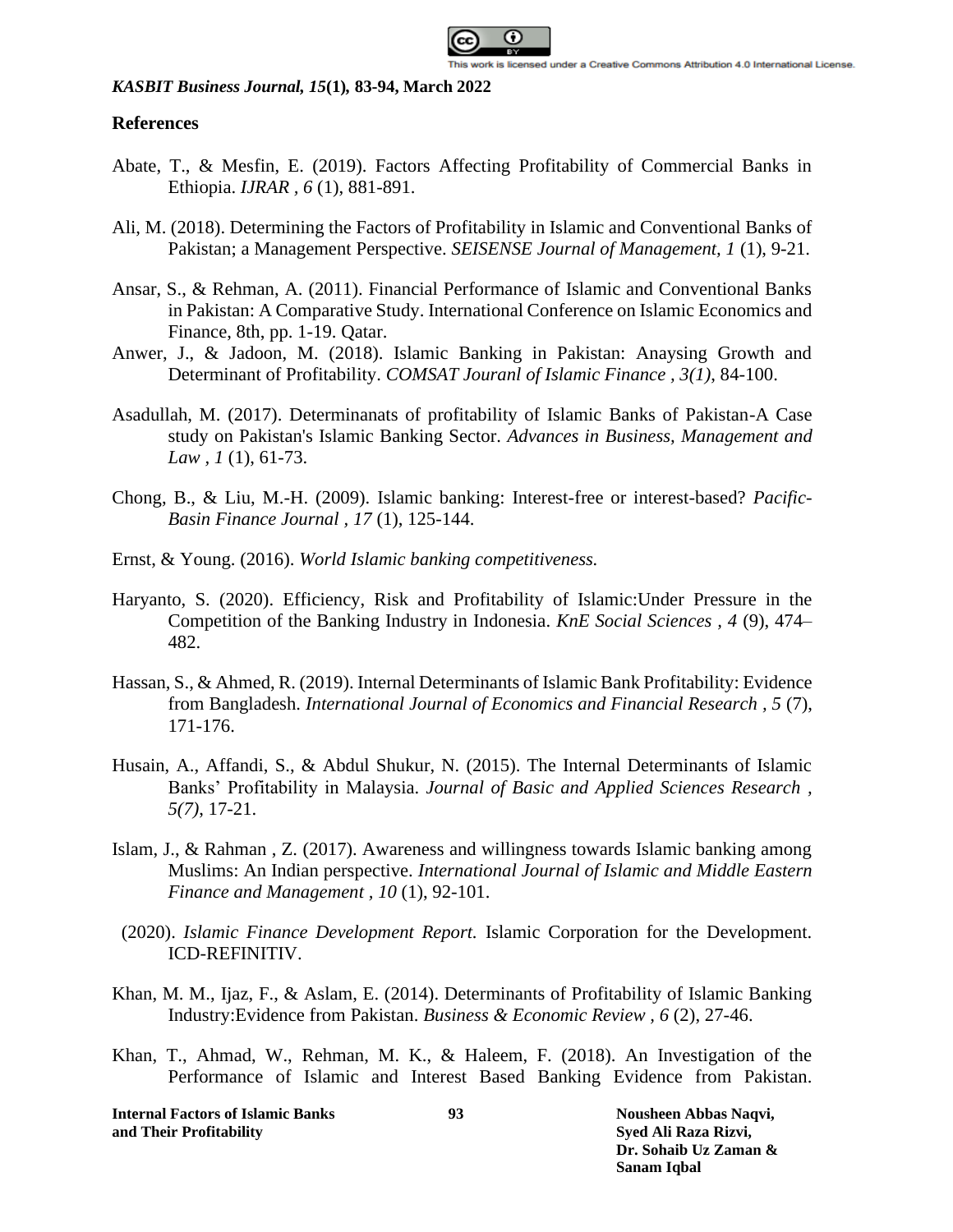## References

Abate, T., & Mesfin, E. (2019). Factors Affecting Profitability of Commercial Banks in Ethiopia. *IJRAR , 6* (1), 881-891.

Ali, M. (2018). Determining the Factors of Profitability in Islamic and Conventional Banks of Pakistan; a Management Perspective. *SEISENSE Journal of Management, 1* (1), 9-21.

Ansar, S., & Rehman, A. (2011). Financial Performance of Islamic and Conventional Banks in Pakistan: A Comparative Study. International Conference on Islamic Economics and Finance, 8th, pp. 1-19. Qatar.

Anwer, J., & Jadoon, M. (2018). Islamic Banking in Pakistan: Anaysing Growth and Determinant of Profitability. *COMSAT Jouranl of Islamic Finance , 3(1)*, 84-100.

Asadullah, M. (2017). Determinanats of profitability of Islamic Banks of Pakistan-A Case study on Pakistan's Islamic Banking Sector. *Advances in Business, Management and Law , 1* (1), 61-73.

Chong, B., & Liu, M.-H. (2009). Islamic banking: Interest-free or interest-based? *Pacific-Basin Finance Journal , 17* (1), 125-144.

Ernst, & Young. (2016). *World Islamic banking competitiveness.*

Haryanto, S. (2020). Efficiency, Risk and Profitability of Islamic:Under Pressure in the Competition of the Banking Industry in Indonesia. *KnE Social Sciences , 4* (9), 474–482.

Hassan, S., & Ahmed, R. (2019). Internal Determinants of Islamic Bank Profitability: Evidence from Bangladesh. *International Journal of Economics and Financial Research , 5* (7), 171-176.

Husain, A., Affandi, S., & Abdul Shukur, N. (2015). The Internal Determinants of Islamic Banks' Profitability in Malaysia. *Journal of Basic and Applied Sciences Research , 5(7)*, 17-21.

Islam, J., & Rahman , Z. (2017). Awareness and willingness towards Islamic banking among Muslims: An Indian perspective. *International Journal of Islamic and Middle Eastern Finance and Management , 10* (1), 92-101.

(2020). *Islamic Finance Development Report.* Islamic Corporation for the Development. ICD-REFINITIV.

Khan, M. M., Ijaz, F., & Aslam, E. (2014). Determinants of Profitability of Islamic Banking Industry:Evidence from Pakistan. *Business & Economic Review , 6* (2), 27-46.

Khan, T., Ahmad, W., Rehman, M. K., & Haleem, F. (2018). An Investigation of the Performance of Islamic and Interest Based Banking Evidence from Pakistan.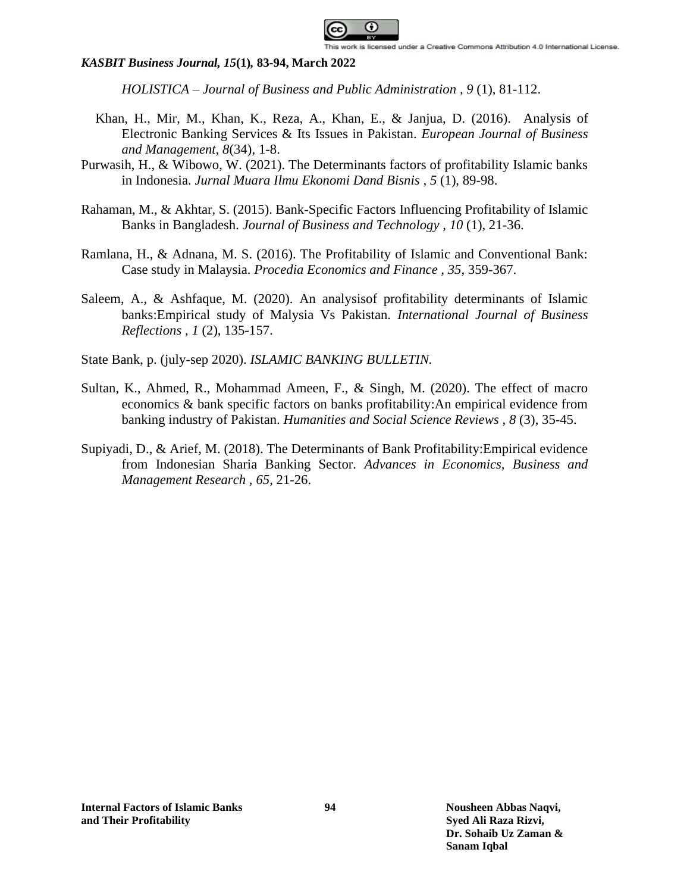*HOLISTICA – Journal of Business and Public Administration , 9* (1), 81-112.

Khan, H., Mir, M., Khan, K., Reza, A., Khan, E., & Janjua, D. (2016). Analysis of Electronic Banking Services & Its Issues in Pakistan. *European Journal of Business and Management, 8*(34), 1-8.

Purwasih, H., & Wibowo, W. (2021). The Determinants factors of profitability Islamic banks in Indonesia. *Jurnal Muara Ilmu Ekonomi Dand Bisnis , 5* (1), 89-98.

Rahaman, M., & Akhtar, S. (2015). Bank-Specific Factors Influencing Profitability of Islamic Banks in Bangladesh. *Journal of Business and Technology , 10* (1), 21-36.

Ramlana, H., & Adnana, M. S. (2016). The Profitability of Islamic and Conventional Bank: Case study in Malaysia. *Procedia Economics and Finance , 35*, 359-367.

Saleem, A., & Ashfaque, M. (2020). An analysisof profitability determinants of Islamic banks:Empirical study of Malysia Vs Pakistan. *International Journal of Business Reflections , 1* (2), 135-157.

State Bank, p. (july-sep 2020). *ISLAMIC BANKING BULLETIN.*

Sultan, K., Ahmed, R., Mohammad Ameen, F., & Singh, M. (2020). The effect of macro economics & bank specific factors on banks profitability:An empirical evidence from banking industry of Pakistan. *Humanities and Social Science Reviews , 8* (3), 35-45.

Supiyadi, D., & Arief, M. (2018). The Determinants of Bank Profitability:Empirical evidence from Indonesian Sharia Banking Sector. *Advances in Economics, Business and Management Research , 65*, 21-26.